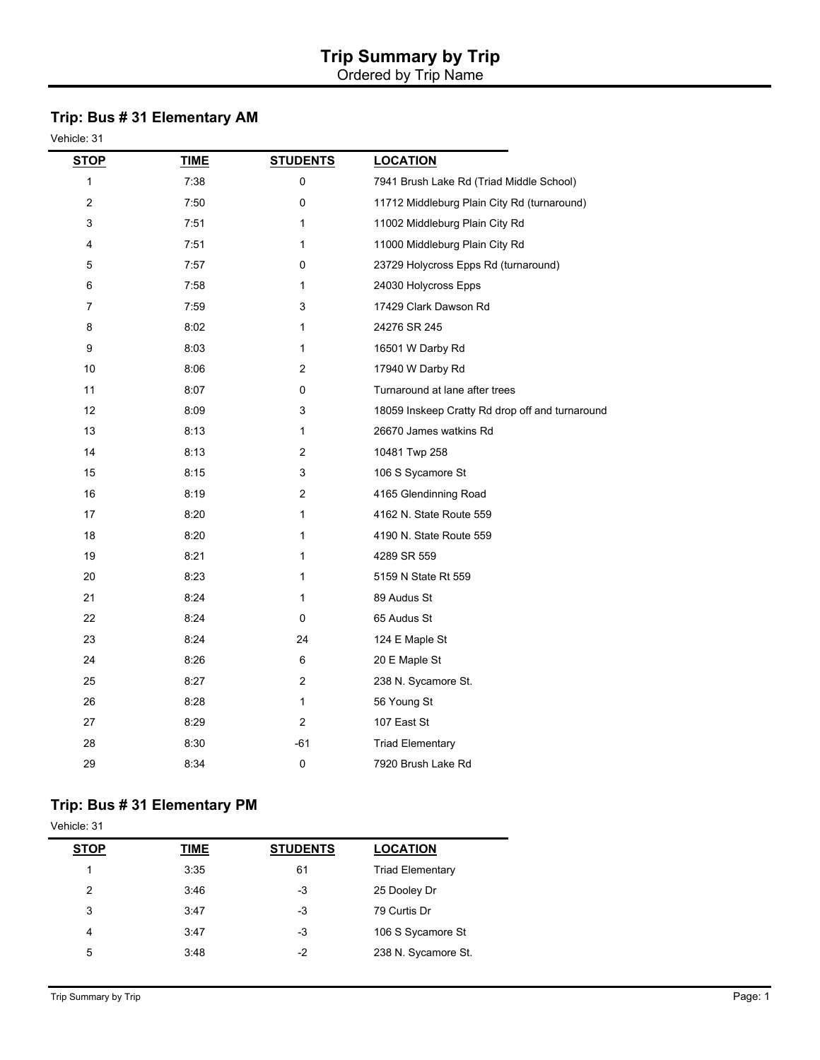# Trip Summary by Trip

Ordered by Trip Name

## Trip: Bus # 31 Elementary AM

Vehicle: 31

| STOP | TIME | STUDENTS | LOCATION |
|---|---|---|---|
| 1 | 7:38 | 0 | 7941 Brush Lake Rd (Triad Middle School) |
| 2 | 7:50 | 0 | 11712 Middleburg Plain City Rd (turnaround) |
| 3 | 7:51 | 1 | 11002 Middleburg Plain City Rd |
| 4 | 7:51 | 1 | 11000 Middleburg Plain City Rd |
| 5 | 7:57 | 0 | 23729 Holycross Epps Rd (turnaround) |
| 6 | 7:58 | 1 | 24030 Holycross Epps |
| 7 | 7:59 | 3 | 17429 Clark Dawson Rd |
| 8 | 8:02 | 1 | 24276 SR 245 |
| 9 | 8:03 | 1 | 16501 W Darby Rd |
| 10 | 8:06 | 2 | 17940 W Darby Rd |
| 11 | 8:07 | 0 | Turnaround at lane after trees |
| 12 | 8:09 | 3 | 18059 Inskeep Cratty Rd drop off and turnaround |
| 13 | 8:13 | 1 | 26670 James watkins Rd |
| 14 | 8:13 | 2 | 10481 Twp 258 |
| 15 | 8:15 | 3 | 106 S Sycamore St |
| 16 | 8:19 | 2 | 4165 Glendinning Road |
| 17 | 8:20 | 1 | 4162 N. State Route 559 |
| 18 | 8:20 | 1 | 4190 N. State Route 559 |
| 19 | 8:21 | 1 | 4289 SR 559 |
| 20 | 8:23 | 1 | 5159 N State Rt 559 |
| 21 | 8:24 | 1 | 89 Audus St |
| 22 | 8:24 | 0 | 65 Audus St |
| 23 | 8:24 | 24 | 124 E Maple St |
| 24 | 8:26 | 6 | 20 E Maple St |
| 25 | 8:27 | 2 | 238 N. Sycamore St. |
| 26 | 8:28 | 1 | 56 Young St |
| 27 | 8:29 | 2 | 107 East St |
| 28 | 8:30 | -61 | Triad Elementary |
| 29 | 8:34 | 0 | 7920 Brush Lake Rd |

## Trip: Bus # 31 Elementary PM

Vehicle: 31

| STOP | TIME | STUDENTS | LOCATION |
|---|---|---|---|
| 1 | 3:35 | 61 | Triad Elementary |
| 2 | 3:46 | -3 | 25 Dooley Dr |
| 3 | 3:47 | -3 | 79 Curtis Dr |
| 4 | 3:47 | -3 | 106 S Sycamore St |
| 5 | 3:48 | -2 | 238 N. Sycamore St. |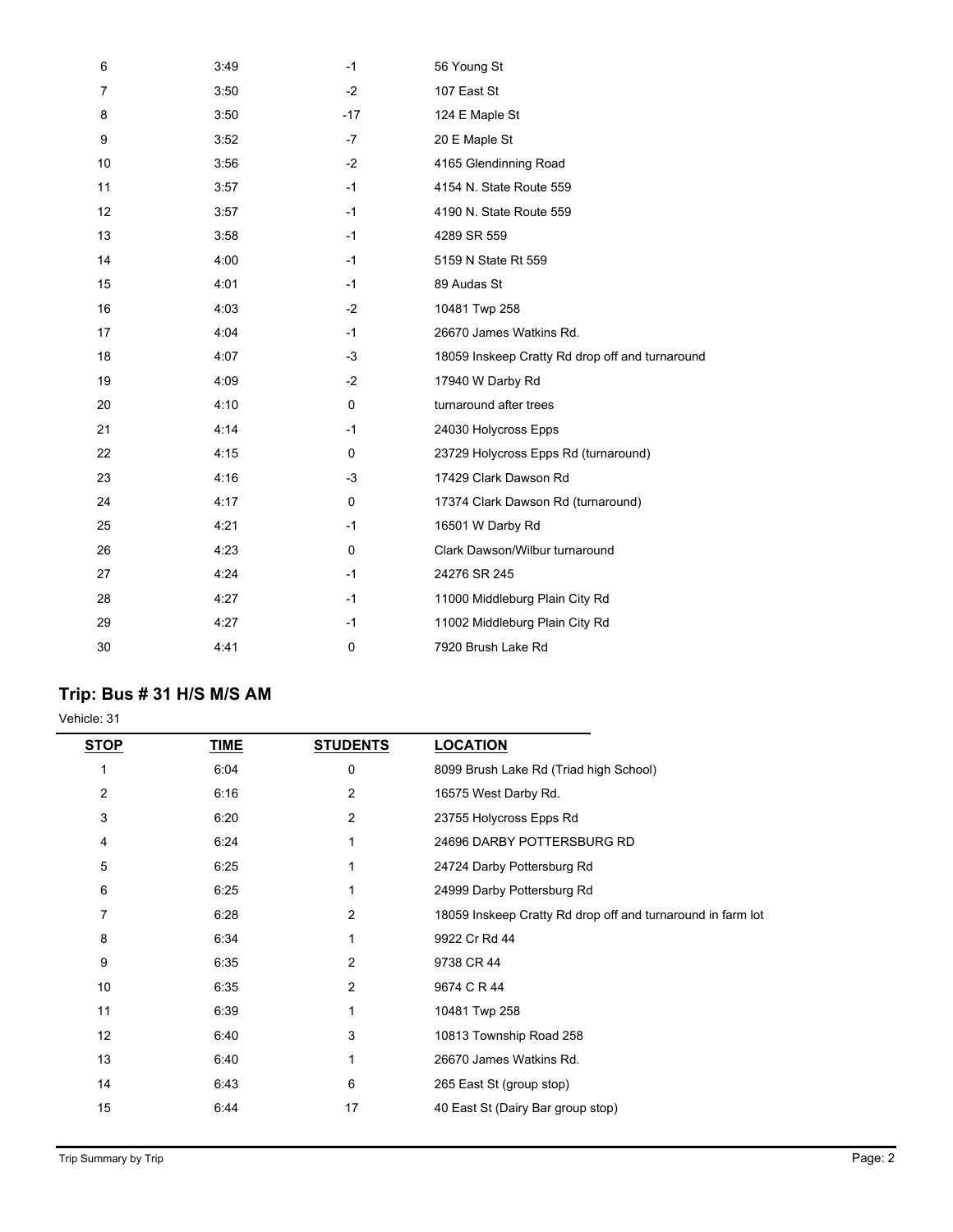| STOP | TIME | STUDENTS | LOCATION |
|---|---|---|---|
| 6 | 3:49 | -1 | 56 Young St |
| 7 | 3:50 | -2 | 107 East St |
| 8 | 3:50 | -17 | 124 E Maple St |
| 9 | 3:52 | -7 | 20 E Maple St |
| 10 | 3:56 | -2 | 4165 Glendinning Road |
| 11 | 3:57 | -1 | 4154 N. State Route 559 |
| 12 | 3:57 | -1 | 4190 N. State Route 559 |
| 13 | 3:58 | -1 | 4289 SR 559 |
| 14 | 4:00 | -1 | 5159 N State Rt 559 |
| 15 | 4:01 | -1 | 89 Audas St |
| 16 | 4:03 | -2 | 10481 Twp 258 |
| 17 | 4:04 | -1 | 26670 James Watkins Rd. |
| 18 | 4:07 | -3 | 18059 Inskeep Cratty Rd drop off and turnaround |
| 19 | 4:09 | -2 | 17940 W Darby Rd |
| 20 | 4:10 | 0 | turnaround after trees |
| 21 | 4:14 | -1 | 24030 Holycross Epps |
| 22 | 4:15 | 0 | 23729 Holycross Epps Rd (turnaround) |
| 23 | 4:16 | -3 | 17429 Clark Dawson Rd |
| 24 | 4:17 | 0 | 17374 Clark Dawson Rd (turnaround) |
| 25 | 4:21 | -1 | 16501 W Darby Rd |
| 26 | 4:23 | 0 | Clark Dawson/Wilbur turnaround |
| 27 | 4:24 | -1 | 24276 SR 245 |
| 28 | 4:27 | -1 | 11000 Middleburg Plain City Rd |
| 29 | 4:27 | -1 | 11002 Middleburg Plain City Rd |
| 30 | 4:41 | 0 | 7920 Brush Lake Rd |

## Trip: Bus # 31 H/S M/S AM

Vehicle: 31

| STOP | TIME | STUDENTS | LOCATION |
|---|---|---|---|
| 1 | 6:04 | 0 | 8099 Brush Lake Rd (Triad high School) |
| 2 | 6:16 | 2 | 16575 West Darby Rd. |
| 3 | 6:20 | 2 | 23755 Holycross Epps Rd |
| 4 | 6:24 | 1 | 24696 DARBY POTTERSBURG RD |
| 5 | 6:25 | 1 | 24724 Darby Pottersburg Rd |
| 6 | 6:25 | 1 | 24999 Darby Pottersburg Rd |
| 7 | 6:28 | 2 | 18059 Inskeep Cratty Rd drop off and turnaround in farm lot |
| 8 | 6:34 | 1 | 9922 Cr Rd 44 |
| 9 | 6:35 | 2 | 9738 CR 44 |
| 10 | 6:35 | 2 | 9674 C R 44 |
| 11 | 6:39 | 1 | 10481 Twp 258 |
| 12 | 6:40 | 3 | 10813 Township Road 258 |
| 13 | 6:40 | 1 | 26670 James Watkins Rd. |
| 14 | 6:43 | 6 | 265 East St (group stop) |
| 15 | 6:44 | 17 | 40 East St (Dairy Bar group stop) |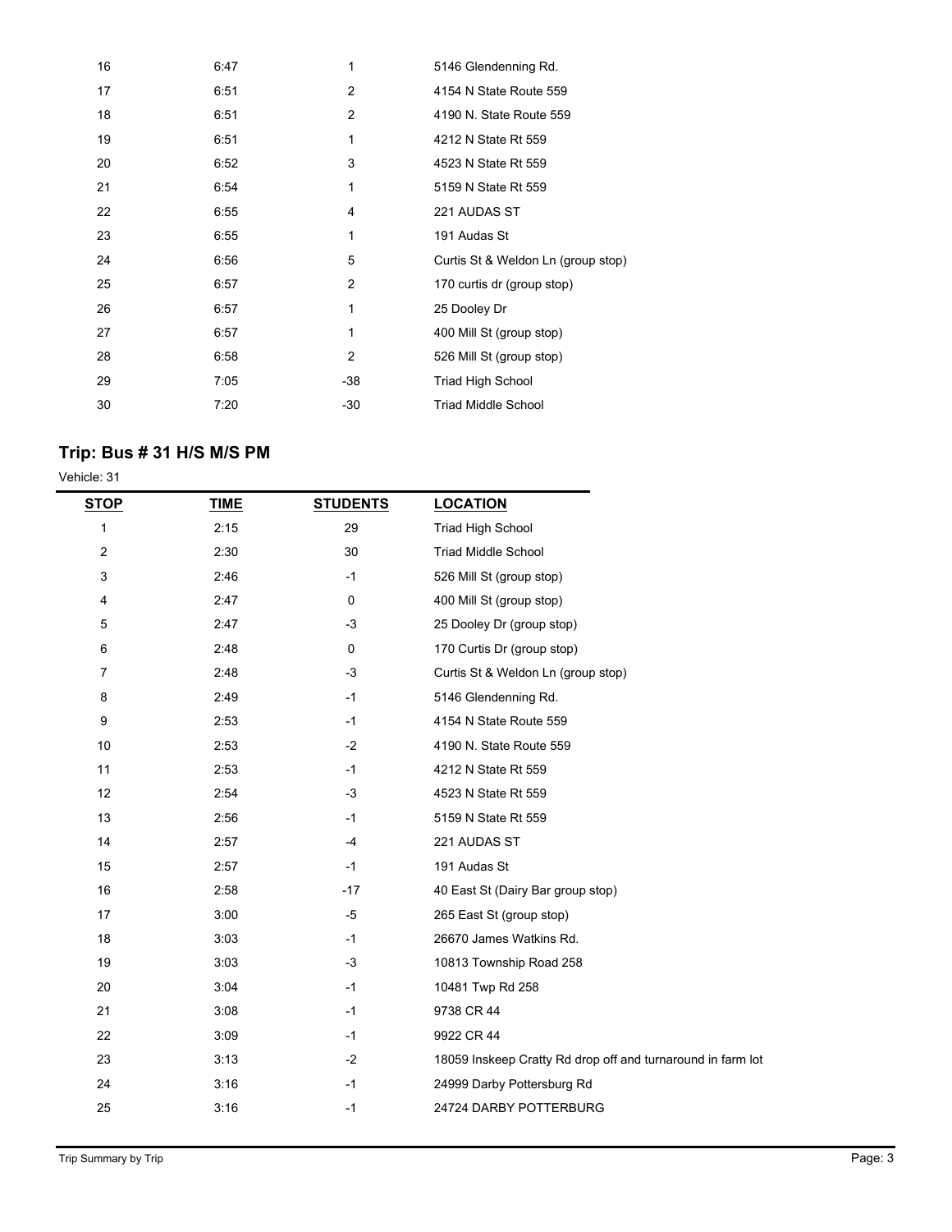| STOP | TIME | STUDENTS | LOCATION |
|---|---|---|---|
| 16 | 6:47 | 1 | 5146 Glendenning Rd. |
| 17 | 6:51 | 2 | 4154 N State Route 559 |
| 18 | 6:51 | 2 | 4190 N. State Route 559 |
| 19 | 6:51 | 1 | 4212 N State Rt 559 |
| 20 | 6:52 | 3 | 4523 N State Rt 559 |
| 21 | 6:54 | 1 | 5159 N State Rt 559 |
| 22 | 6:55 | 4 | 221 AUDAS ST |
| 23 | 6:55 | 1 | 191 Audas St |
| 24 | 6:56 | 5 | Curtis St & Weldon Ln (group stop) |
| 25 | 6:57 | 2 | 170 curtis dr (group stop) |
| 26 | 6:57 | 1 | 25 Dooley Dr |
| 27 | 6:57 | 1 | 400 Mill St (group stop) |
| 28 | 6:58 | 2 | 526 Mill St (group stop) |
| 29 | 7:05 | -38 | Triad High School |
| 30 | 7:20 | -30 | Triad Middle School |

## Trip: Bus # 31 H/S M/S PM

Vehicle: 31

| STOP | TIME | STUDENTS | LOCATION |
|---|---|---|---|
| 1 | 2:15 | 29 | Triad High School |
| 2 | 2:30 | 30 | Triad Middle School |
| 3 | 2:46 | -1 | 526 Mill St (group stop) |
| 4 | 2:47 | 0 | 400 Mill St (group stop) |
| 5 | 2:47 | -3 | 25 Dooley Dr (group stop) |
| 6 | 2:48 | 0 | 170 Curtis Dr (group stop) |
| 7 | 2:48 | -3 | Curtis St & Weldon Ln (group stop) |
| 8 | 2:49 | -1 | 5146 Glendenning Rd. |
| 9 | 2:53 | -1 | 4154 N State Route 559 |
| 10 | 2:53 | -2 | 4190 N. State Route 559 |
| 11 | 2:53 | -1 | 4212 N State Rt 559 |
| 12 | 2:54 | -3 | 4523 N State Rt 559 |
| 13 | 2:56 | -1 | 5159 N State Rt 559 |
| 14 | 2:57 | -4 | 221 AUDAS ST |
| 15 | 2:57 | -1 | 191 Audas St |
| 16 | 2:58 | -17 | 40 East St (Dairy Bar group stop) |
| 17 | 3:00 | -5 | 265 East St (group stop) |
| 18 | 3:03 | -1 | 26670 James Watkins Rd. |
| 19 | 3:03 | -3 | 10813 Township Road 258 |
| 20 | 3:04 | -1 | 10481 Twp Rd 258 |
| 21 | 3:08 | -1 | 9738 CR 44 |
| 22 | 3:09 | -1 | 9922 CR 44 |
| 23 | 3:13 | -2 | 18059 Inskeep Cratty Rd drop off and turnaround in farm lot |
| 24 | 3:16 | -1 | 24999 Darby Pottersburg Rd |
| 25 | 3:16 | -1 | 24724 DARBY POTTERBURG |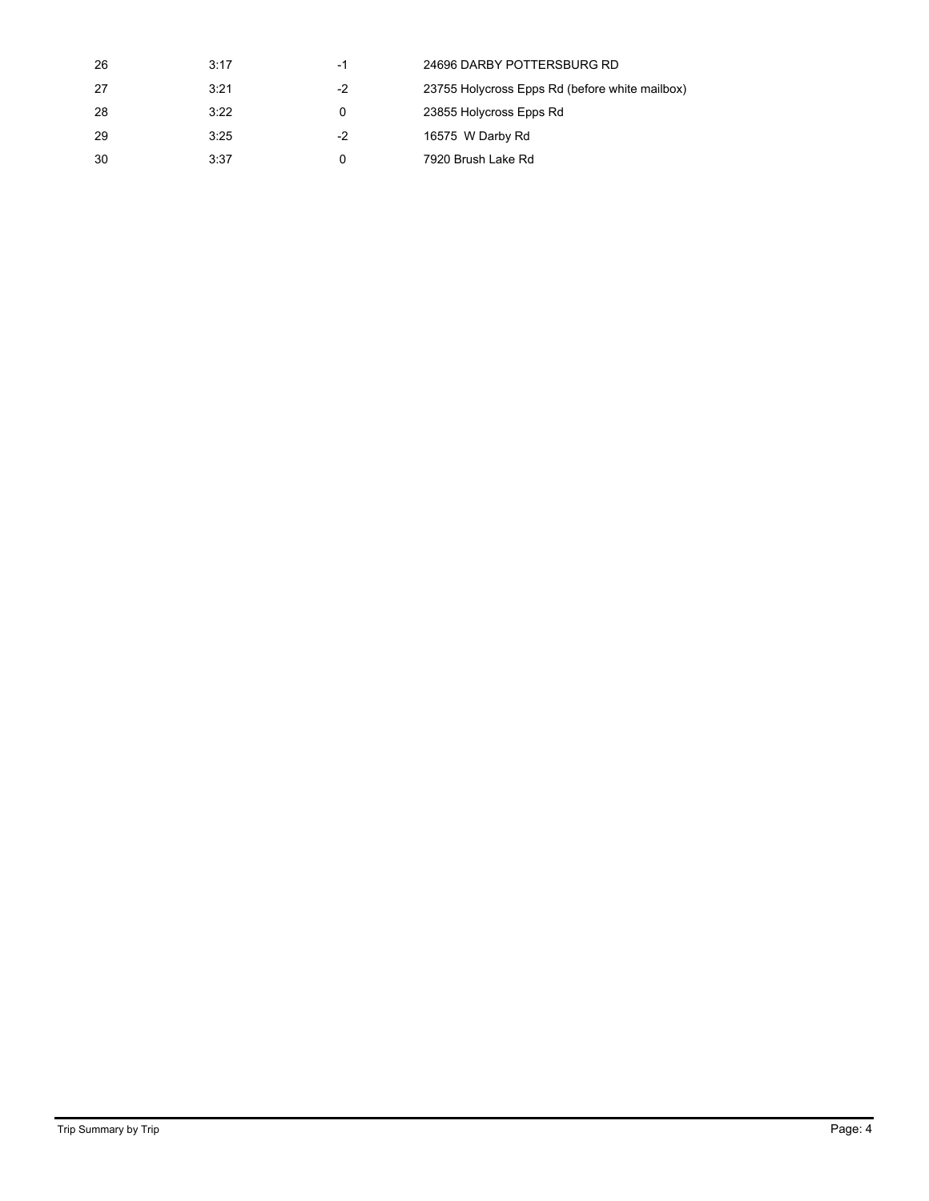| | | | |
|---|---|---|---|
| 26 | 3:17 | -1 | 24696 DARBY POTTERSBURG RD |
| 27 | 3:21 | -2 | 23755 Holycross Epps Rd (before white mailbox) |
| 28 | 3:22 | 0 | 23855 Holycross Epps Rd |
| 29 | 3:25 | -2 | 16575  W Darby Rd |
| 30 | 3:37 | 0 | 7920 Brush Lake Rd |